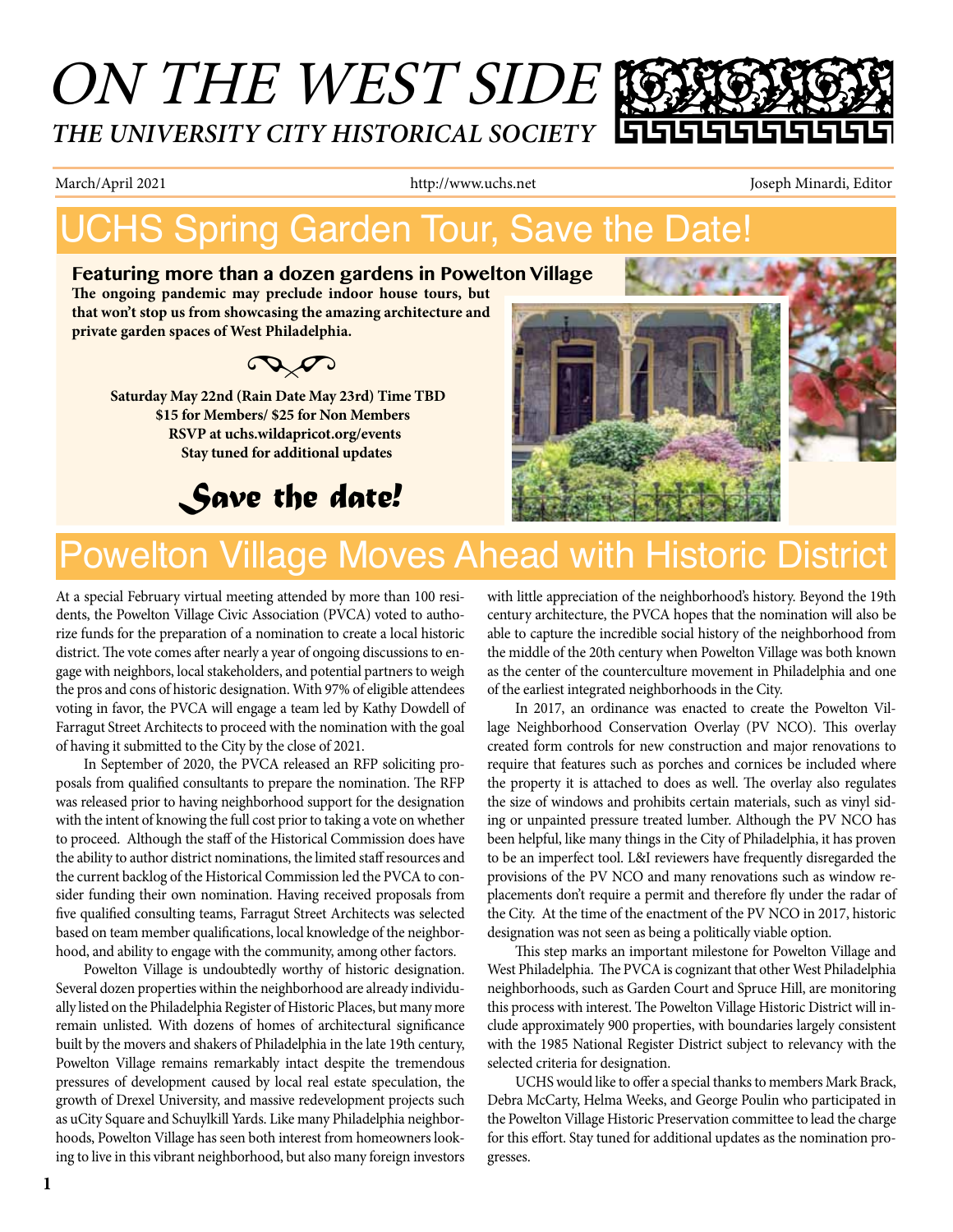# ON THE WEST SIDE

## THE UNIVERSITY CITY HISTORICAL SOCIETY

March/April 2021 | http://www.uchs.net | Joseph Minardi, Editor

# UCHS Spring Garden Tour, Save the Date!

**Featuring more than a dozen gardens in Powelton Village**

**The ongoing pandemic may preclude indoor house tours, but that won't stop us from showcasing the amazing architecture and private garden spaces of West Philadelphia.**

**Saturday May 22nd (Rain Date May 23rd) Time TBD**
**$15 for Members/ $25 for Non Members**
**RSVP at uchs.wildapricot.org/events**
**Stay tuned for additional updates**

***Save the date!***

# Powelton Village Moves Ahead with Historic District

At a special February virtual meeting attended by more than 100 residents, the Powelton Village Civic Association (PVCA) voted to authorize funds for the preparation of a nomination to create a local historic district. The vote comes after nearly a year of ongoing discussions to engage with neighbors, local stakeholders, and potential partners to weigh the pros and cons of historic designation. With 97% of eligible attendees voting in favor, the PVCA will engage a team led by Kathy Dowdell of Farragut Street Architects to proceed with the nomination with the goal of having it submitted to the City by the close of 2021.

In September of 2020, the PVCA released an RFP soliciting proposals from qualified consultants to prepare the nomination. The RFP was released prior to having neighborhood support for the designation with the intent of knowing the full cost prior to taking a vote on whether to proceed. Although the staff of the Historical Commission does have the ability to author district nominations, the limited staff resources and the current backlog of the Historical Commission led the PVCA to consider funding their own nomination. Having received proposals from five qualified consulting teams, Farragut Street Architects was selected based on team member qualifications, local knowledge of the neighborhood, and ability to engage with the community, among other factors.

Powelton Village is undoubtedly worthy of historic designation. Several dozen properties within the neighborhood are already individually listed on the Philadelphia Register of Historic Places, but many more remain unlisted. With dozens of homes of architectural significance built by the movers and shakers of Philadelphia in the late 19th century, Powelton Village remains remarkably intact despite the tremendous pressures of development caused by local real estate speculation, the growth of Drexel University, and massive redevelopment projects such as uCity Square and Schuylkill Yards. Like many Philadelphia neighborhoods, Powelton Village has seen both interest from homeowners looking to live in this vibrant neighborhood, but also many foreign investors with little appreciation of the neighborhood's history. Beyond the 19th century architecture, the PVCA hopes that the nomination will also be able to capture the incredible social history of the neighborhood from the middle of the 20th century when Powelton Village was both known as the center of the counterculture movement in Philadelphia and one of the earliest integrated neighborhoods in the City.

In 2017, an ordinance was enacted to create the Powelton Village Neighborhood Conservation Overlay (PV NCO). This overlay created form controls for new construction and major renovations to require that features such as porches and cornices be included where the property it is attached to does as well. The overlay also regulates the size of windows and prohibits certain materials, such as vinyl siding or unpainted pressure treated lumber. Although the PV NCO has been helpful, like many things in the City of Philadelphia, it has proven to be an imperfect tool. L&I reviewers have frequently disregarded the provisions of the PV NCO and many renovations such as window replacements don't require a permit and therefore fly under the radar of the City. At the time of the enactment of the PV NCO in 2017, historic designation was not seen as being a politically viable option.

This step marks an important milestone for Powelton Village and West Philadelphia. The PVCA is cognizant that other West Philadelphia neighborhoods, such as Garden Court and Spruce Hill, are monitoring this process with interest. The Powelton Village Historic District will include approximately 900 properties, with boundaries largely consistent with the 1985 National Register District subject to relevancy with the selected criteria for designation.

UCHS would like to offer a special thanks to members Mark Brack, Debra McCarty, Helma Weeks, and George Poulin who participated in the Powelton Village Historic Preservation committee to lead the charge for this effort. Stay tuned for additional updates as the nomination progresses.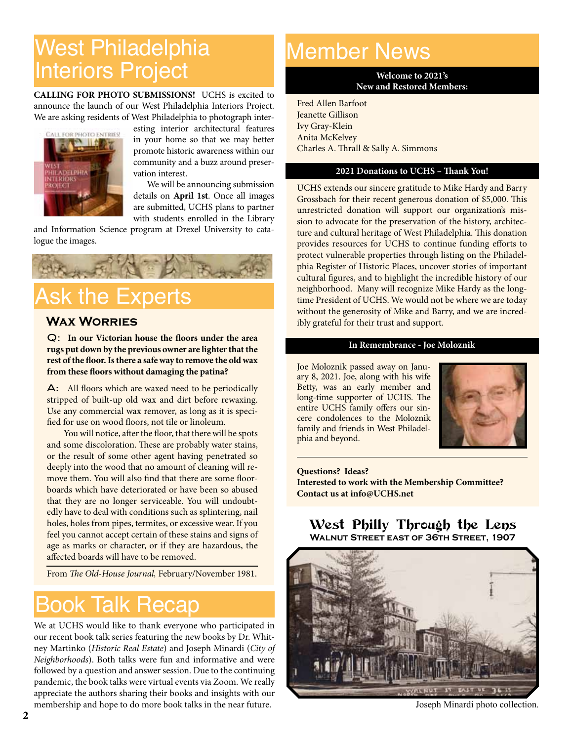# West Philadelphia Interiors Project

**CALLING FOR PHOTO SUBMISSIONS!** UCHS is excited to announce the launch of our West Philadelphia Interiors Project. We are asking residents of West Philadelphia to photograph interesting interior architectural features in your home so that we may better promote historic awareness within our community and a buzz around preservation interest.

We will be announcing submission details on **April 1st**. Once all images are submitted, UCHS plans to partner with students enrolled in the Library and Information Science program at Drexel University to catalogue the images.

# Ask the Experts

## Wax Worries

**Q: In our Victorian house the floors under the area rugs put down by the previous owner are lighter that the rest of the floor. Is there a safe way to remove the old wax from these floors without damaging the patina?**

**A:** All floors which are waxed need to be periodically stripped of built-up old wax and dirt before rewaxing. Use any commercial wax remover, as long as it is specified for use on wood floors, not tile or linoleum.

You will notice, after the floor, that there will be spots and some discoloration. These are probably water stains, or the result of some other agent having penetrated so deeply into the wood that no amount of cleaning will remove them. You will also find that there are some floorboards which have deteriorated or have been so abused that they are no longer serviceable. You will undoubtedly have to deal with conditions such as splintering, nail holes, holes from pipes, termites, or excessive wear. If you feel you cannot accept certain of these stains and signs of age as marks or character, or if they are hazardous, the affected boards will have to be removed.

From *The Old-House Journal,* February/November 1981.

# Book Talk Recap

We at UCHS would like to thank everyone who participated in our recent book talk series featuring the new books by Dr. Whitney Martinko (*Historic Real Estate*) and Joseph Minardi (*City of Neighborhoods*). Both talks were fun and informative and were followed by a question and answer session. Due to the continuing pandemic, the book talks were virtual events via Zoom. We really appreciate the authors sharing their books and insights with our membership and hope to do more book talks in the near future.

# Member News

**Welcome to 2021's New and Restored Members:**

Fred Allen Barfoot
Jeanette Gillison
Ivy Gray-Klein
Anita McKelvey
Charles A. Thrall & Sally A. Simmons

**2021 Donations to UCHS – Thank You!**

UCHS extends our sincere gratitude to Mike Hardy and Barry Grossbach for their recent generous donation of $5,000. This unrestricted donation will support our organization's mission to advocate for the preservation of the history, architecture and cultural heritage of West Philadelphia. This donation provides resources for UCHS to continue funding efforts to protect vulnerable properties through listing on the Philadelphia Register of Historic Places, uncover stories of important cultural figures, and to highlight the incredible history of our neighborhood. Many will recognize Mike Hardy as the long-time President of UCHS. We would not be where we are today without the generosity of Mike and Barry, and we are incredibly grateful for their trust and support.

**In Remembrance - Joe Moloznik**

Joe Moloznik passed away on January 8, 2021. Joe, along with his wife Betty, was an early member and long-time supporter of UCHS. The entire UCHS family offers our sincere condolences to the Moloznik family and friends in West Philadelphia and beyond.

**Questions? Ideas?**
**Interested to work with the Membership Committee?**
**Contact us at info@UCHS.net**

## West Philly Through the Lens

**Walnut Street east of 36th Street, 1907**

Joseph Minardi photo collection.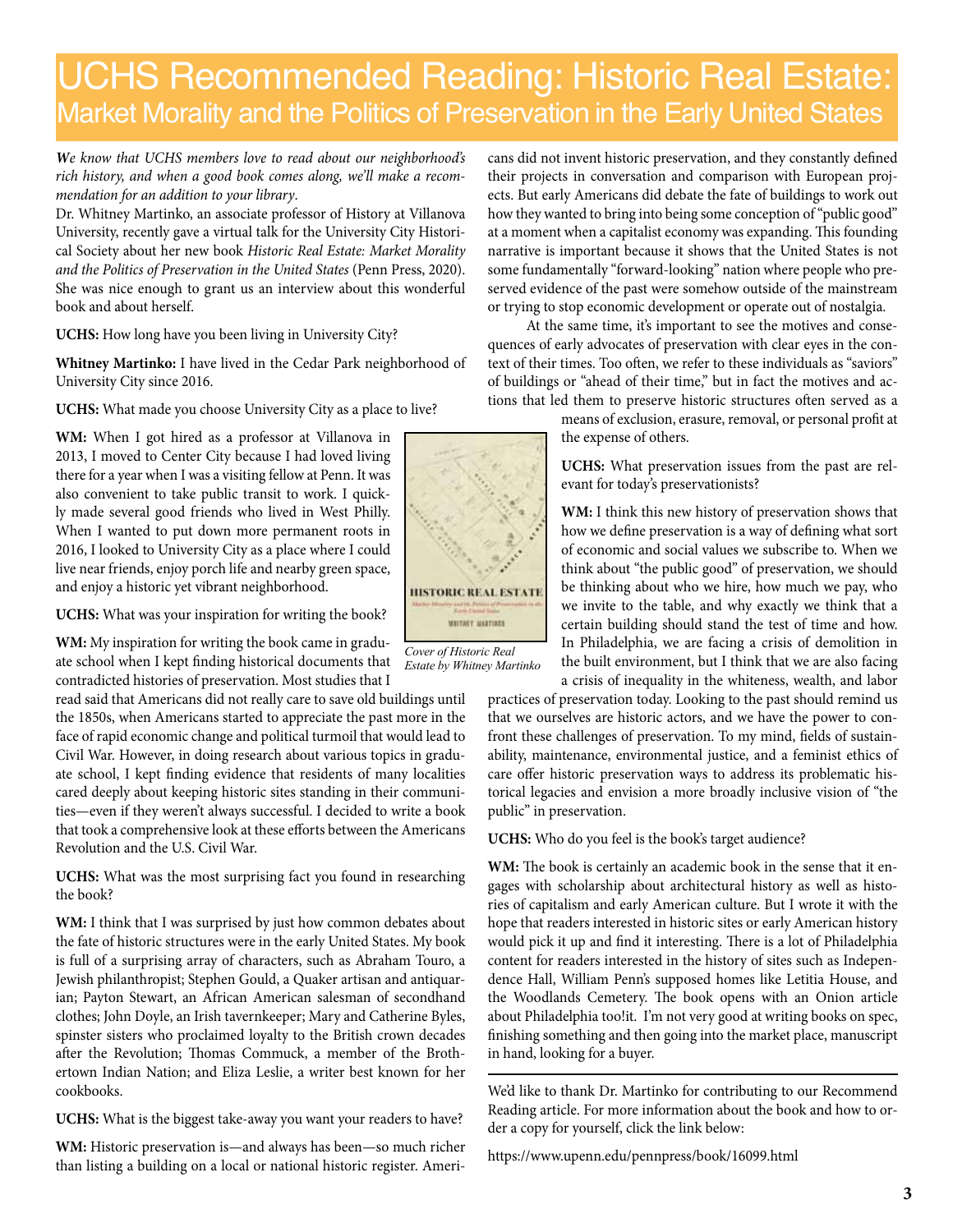# UCHS Recommended Reading: Historic Real Estate: Market Morality and the Politics of Preservation in the Early United States

***We** know that UCHS members love to read about our neighborhood's rich history, and when a good book comes along, we'll make a recommendation for an addition to your library*.

Dr. Whitney Martinko, an associate professor of History at Villanova University, recently gave a virtual talk for the University City Historical Society about her new book *Historic Real Estate: Market Morality and the Politics of Preservation in the United States* (Penn Press, 2020). She was nice enough to grant us an interview about this wonderful book and about herself.

**UCHS:** How long have you been living in University City?

**Whitney Martinko:** I have lived in the Cedar Park neighborhood of University City since 2016.

**UCHS:** What made you choose University City as a place to live?

**WM:** When I got hired as a professor at Villanova in 2013, I moved to Center City because I had loved living there for a year when I was a visiting fellow at Penn. It was also convenient to take public transit to work. I quickly made several good friends who lived in West Philly. When I wanted to put down more permanent roots in 2016, I looked to University City as a place where I could live near friends, enjoy porch life and nearby green space, and enjoy a historic yet vibrant neighborhood.

*Cover of Historic Real Estate by Whitney Martinko*

**UCHS:** What was your inspiration for writing the book?

**WM:** My inspiration for writing the book came in graduate school when I kept finding historical documents that contradicted histories of preservation. Most studies that I read said that Americans did not really care to save old buildings until the 1850s, when Americans started to appreciate the past more in the face of rapid economic change and political turmoil that would lead to Civil War. However, in doing research about various topics in graduate school, I kept finding evidence that residents of many localities cared deeply about keeping historic sites standing in their communities—even if they weren't always successful. I decided to write a book that took a comprehensive look at these efforts between the Americans Revolution and the U.S. Civil War.

**UCHS:** What was the most surprising fact you found in researching the book?

**WM:** I think that I was surprised by just how common debates about the fate of historic structures were in the early United States. My book is full of a surprising array of characters, such as Abraham Touro, a Jewish philanthropist; Stephen Gould, a Quaker artisan and antiquarian; Payton Stewart, an African American salesman of secondhand clothes; John Doyle, an Irish tavernkeeper; Mary and Catherine Byles, spinster sisters who proclaimed loyalty to the British crown decades after the Revolution; Thomas Commuck, a member of the Brothertown Indian Nation; and Eliza Leslie, a writer best known for her cookbooks.

**UCHS:** What is the biggest take-away you want your readers to have?

**WM:** Historic preservation is—and always has been—so much richer than listing a building on a local or national historic register. Americans did not invent historic preservation, and they constantly defined their projects in conversation and comparison with European projects. But early Americans did debate the fate of buildings to work out how they wanted to bring into being some conception of "public good" at a moment when a capitalist economy was expanding. This founding narrative is important because it shows that the United States is not some fundamentally "forward-looking" nation where people who preserved evidence of the past were somehow outside of the mainstream or trying to stop economic development or operate out of nostalgia.

At the same time, it's important to see the motives and consequences of early advocates of preservation with clear eyes in the context of their times. Too often, we refer to these individuals as "saviors" of buildings or "ahead of their time," but in fact the motives and actions that led them to preserve historic structures often served as a means of exclusion, erasure, removal, or personal profit at the expense of others.

**UCHS:** What preservation issues from the past are relevant for today's preservationists?

**WM:** I think this new history of preservation shows that how we define preservation is a way of defining what sort of economic and social values we subscribe to. When we think about "the public good" of preservation, we should be thinking about who we hire, how much we pay, who we invite to the table, and why exactly we think that a certain building should stand the test of time and how. In Philadelphia, we are facing a crisis of demolition in the built environment, but I think that we are also facing a crisis of inequality in the whiteness, wealth, and labor practices of preservation today. Looking to the past should remind us that we ourselves are historic actors, and we have the power to confront these challenges of preservation. To my mind, fields of sustainability, maintenance, environmental justice, and a feminist ethics of care offer historic preservation ways to address its problematic historical legacies and envision a more broadly inclusive vision of "the public" in preservation.

**UCHS:** Who do you feel is the book's target audience?

**WM:** The book is certainly an academic book in the sense that it engages with scholarship about architectural history as well as histories of capitalism and early American culture. But I wrote it with the hope that readers interested in historic sites or early American history would pick it up and find it interesting. There is a lot of Philadelphia content for readers interested in the history of sites such as Independence Hall, William Penn's supposed homes like Letitia House, and the Woodlands Cemetery. The book opens with an Onion article about Philadelphia too!it. I'm not very good at writing books on spec, finishing something and then going into the market place, manuscript in hand, looking for a buyer.

---

We'd like to thank Dr. Martinko for contributing to our Recommend Reading article. For more information about the book and how to order a copy for yourself, click the link below:

https://www.upenn.edu/pennpress/book/16099.html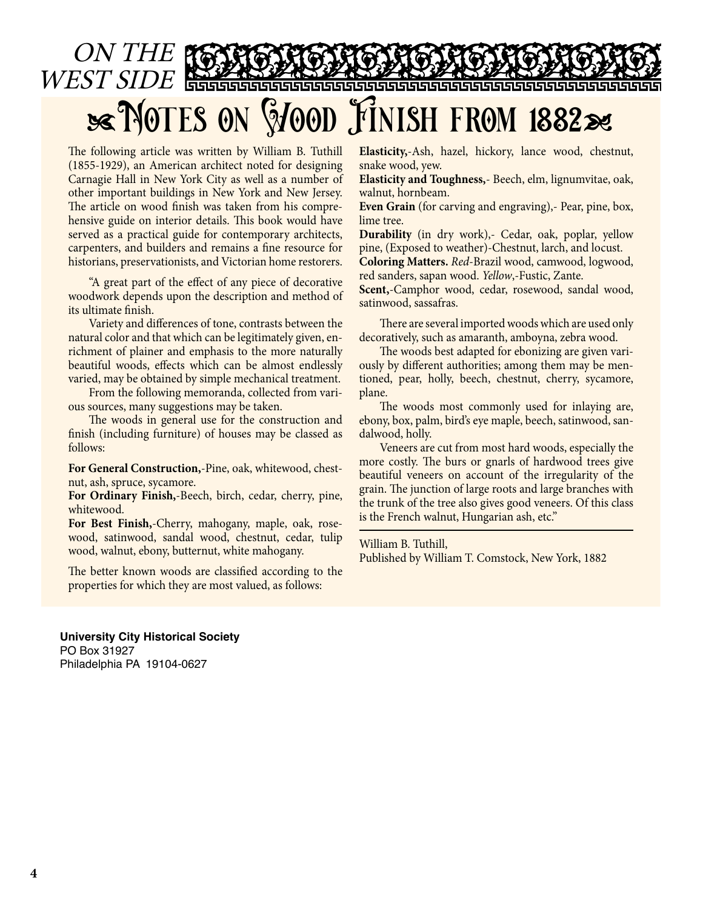ON THE WEST SIDE

# Notes on Wood Finish from 1882

The following article was written by William B. Tuthill (1855-1929), an American architect noted for designing Carnagie Hall in New York City as well as a number of other important buildings in New York and New Jersey. The article on wood finish was taken from his comprehensive guide on interior details. This book would have served as a practical guide for contemporary architects, carpenters, and builders and remains a fine resource for historians, preservationists, and Victorian home restorers.

"A great part of the effect of any piece of decorative woodwork depends upon the description and method of its ultimate finish.

Variety and differences of tone, contrasts between the natural color and that which can be legitimately given, enrichment of plainer and emphasis to the more naturally beautiful woods, effects which can be almost endlessly varied, may be obtained by simple mechanical treatment.

From the following memoranda, collected from various sources, many suggestions may be taken.

The woods in general use for the construction and finish (including furniture) of houses may be classed as follows:

**For General Construction,**-Pine, oak, whitewood, chestnut, ash, spruce, sycamore.
**For Ordinary Finish,**-Beech, birch, cedar, cherry, pine, whitewood.
**For Best Finish,**-Cherry, mahogany, maple, oak, rosewood, satinwood, sandal wood, chestnut, cedar, tulip wood, walnut, ebony, butternut, white mahogany.

The better known woods are classified according to the properties for which they are most valued, as follows:

**Elasticity,**-Ash, hazel, hickory, lance wood, chestnut, snake wood, yew.
**Elasticity and Toughness,**- Beech, elm, lignumvitae, oak, walnut, hornbeam.
**Even Grain** (for carving and engraving),- Pear, pine, box, lime tree.
**Durability** (in dry work),- Cedar, oak, poplar, yellow pine, (Exposed to weather)-Chestnut, larch, and locust.
**Coloring Matters.** *Red*-Brazil wood, camwood, logwood, red sanders, sapan wood. *Yellow*,-Fustic, Zante.
**Scent,**-Camphor wood, cedar, rosewood, sandal wood, satinwood, sassafras.

There are several imported woods which are used only decoratively, such as amaranth, amboyna, zebra wood.

The woods best adapted for ebonizing are given variously by different authorities; among them may be mentioned, pear, holly, beech, chestnut, cherry, sycamore, plane.

The woods most commonly used for inlaying are, ebony, box, palm, bird's eye maple, beech, satinwood, sandalwood, holly.

Veneers are cut from most hard woods, especially the more costly. The burs or gnarls of hardwood trees give beautiful veneers on account of the irregularity of the grain. The junction of large roots and large branches with the trunk of the tree also gives good veneers. Of this class is the French walnut, Hungarian ash, etc."

---

William B. Tuthill,
Published by William T. Comstock, New York, 1882

**University City Historical Society**
PO Box 31927
Philadelphia PA 19104-0627